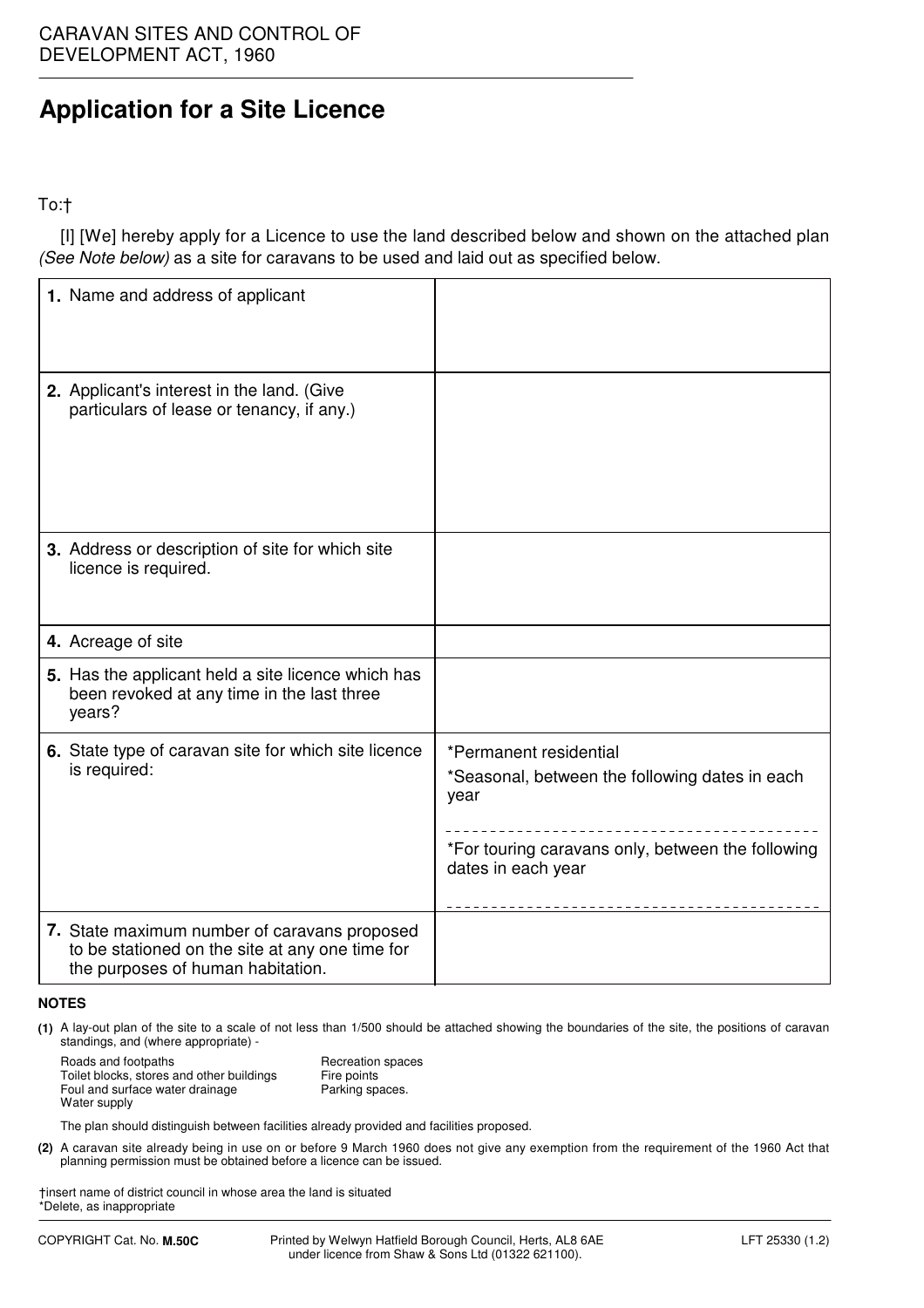CARAVAN SITES AND CONTROL OF
DEVELOPMENT ACT, 1960

# Application for a Site Licence

To:†

[I] [We] hereby apply for a Licence to use the land described below and shown on the attached plan *(See Note below)* as a site for caravans to be used and laid out as specified below.

| | |
|---|---|
| **1.** Name and address of applicant | |
| **2.** Applicant's interest in the land. (Give particulars of lease or tenancy, if any.) | |
| **3.** Address or description of site for which site licence is required. | |
| **4.** Acreage of site | |
| **5.** Has the applicant held a site licence which has been revoked at any time in the last three years? | |
| **6.** State type of caravan site for which site licence is required: | *Permanent residential<br>*Seasonal, between the following dates in each year<br>- - - - - - - - - - - - - - - - - - - -<br>*For touring caravans only, between the following dates in each year<br>- - - - - - - - - - - - - - - - - - - - |
| **7.** State maximum number of caravans proposed to be stationed on the site at any one time for the purposes of human habitation. | |

**NOTES**

**(1)** A lay-out plan of the site to a scale of not less than 1/500 should be attached showing the boundaries of the site, the positions of caravan standings, and (where appropriate) -

- Roads and footpaths
- Toilet blocks, stores and other buildings
- Foul and surface water drainage
- Water supply
- Recreation spaces
- Fire points
- Parking spaces.

The plan should distinguish between facilities already provided and facilities proposed.

**(2)** A caravan site already being in use on or before 9 March 1960 does not give any exemption from the requirement of the 1960 Act that planning permission must be obtained before a licence can be issued.

†insert name of district council in whose area the land is situated
*Delete, as inappropriate

COPYRIGHT Cat. No. **M.50C** Printed by Welwyn Hatfield Borough Council, Herts, AL8 6AE under licence from Shaw & Sons Ltd (01322 621100). LFT 25330 (1.2)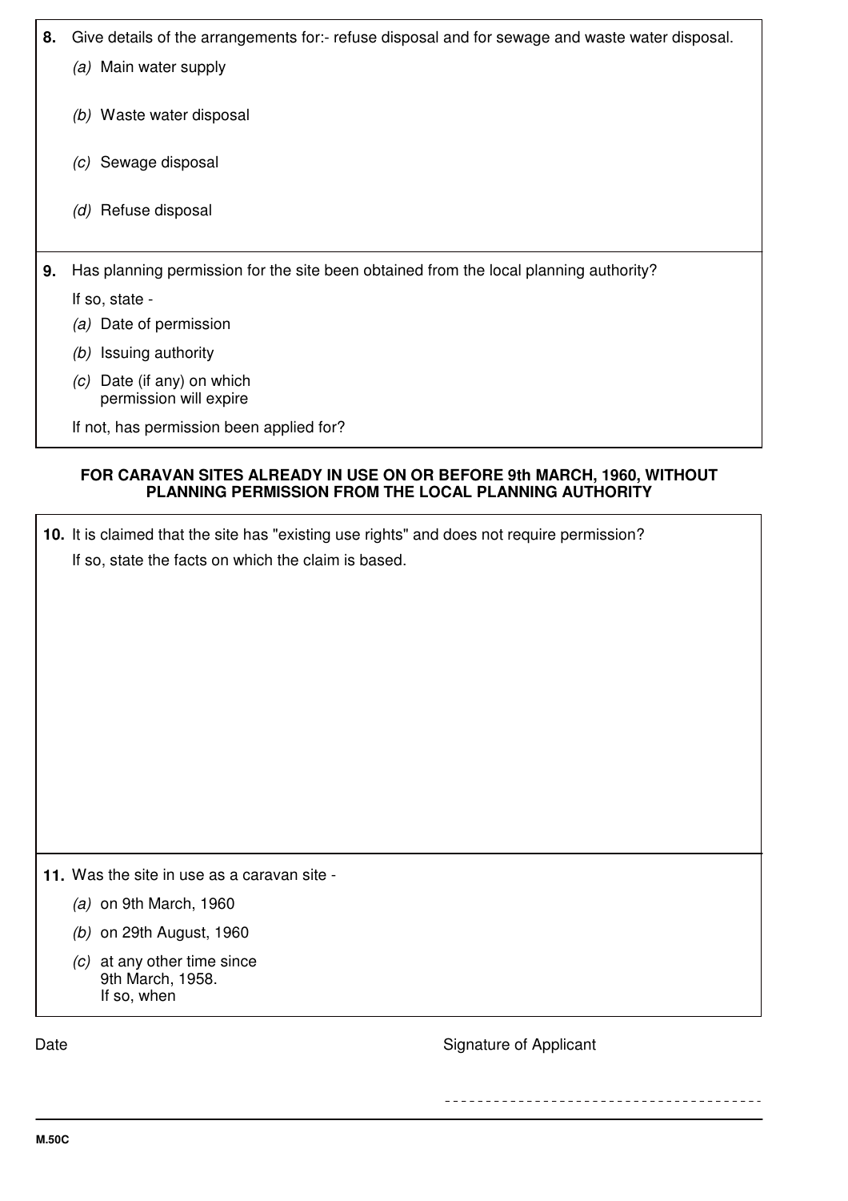**8.** Give details of the arrangements for:- refuse disposal and for sewage and waste water disposal.

*(a)* Main water supply

*(b)* Waste water disposal

*(c)* Sewage disposal

*(d)* Refuse disposal

**9.** Has planning permission for the site been obtained from the local planning authority?

If so, state -

*(a)* Date of permission

*(b)* Issuing authority

*(c)* Date (if any) on which permission will expire

If not, has permission been applied for?

**FOR CARAVAN SITES ALREADY IN USE ON OR BEFORE 9th MARCH, 1960, WITHOUT PLANNING PERMISSION FROM THE LOCAL PLANNING AUTHORITY**

**10.** It is claimed that the site has "existing use rights" and does not require permission?

If so, state the facts on which the claim is based.

**11.** Was the site in use as a caravan site -

*(a)* on 9th March, 1960

*(b)* on 29th August, 1960

*(c)* at any other time since 9th March, 1958.
If so, when

Date

Signature of Applicant

---------------------------------------

**M.50C**